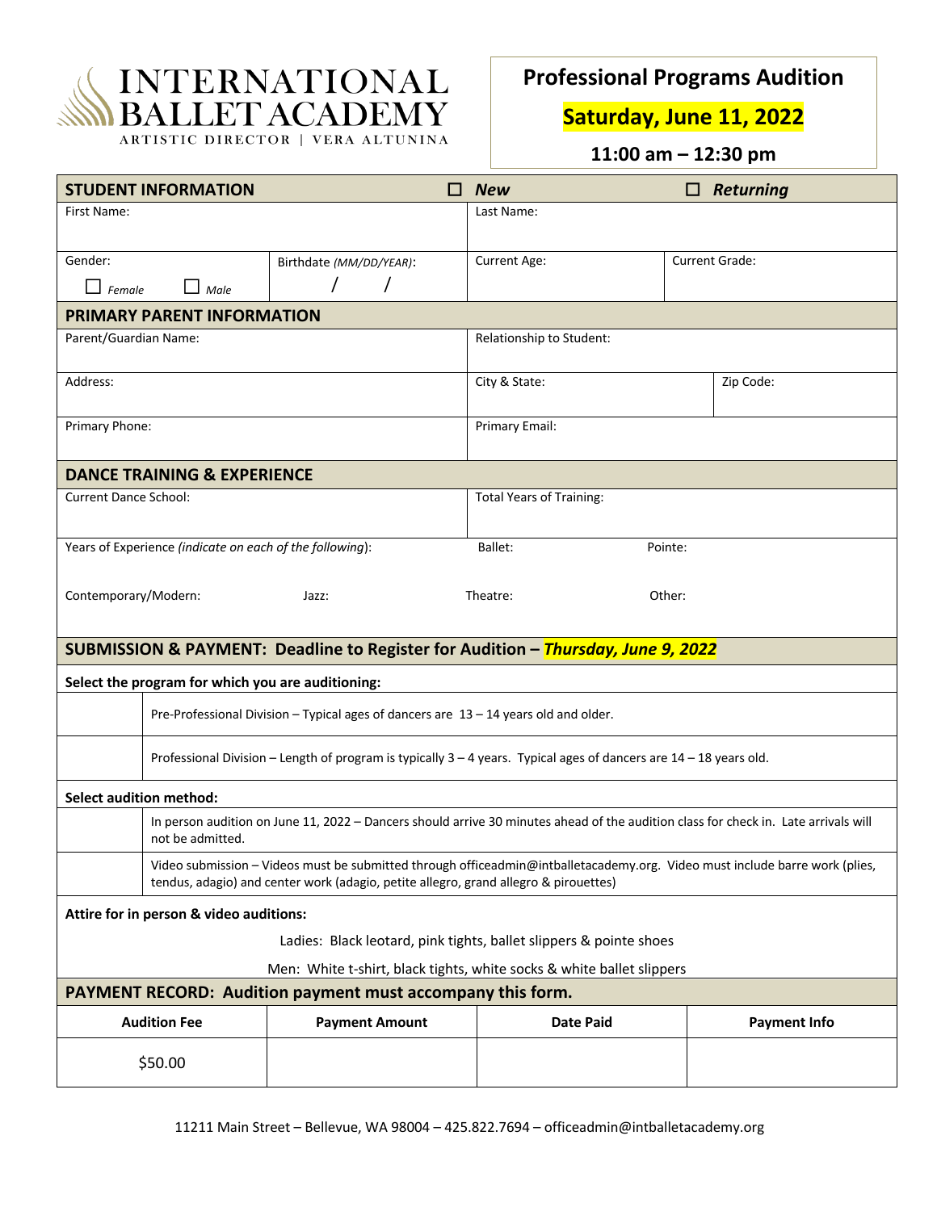# INTERNATIONAL BALLET ACADEMY

ARTISTIC DIRECTOR | VERA ALTUNINA

## Professional Programs Audition

**Saturday, June 11, 2022**

**11:00 am – 12:30 pm**

| **STUDENT INFORMATION** | | ☐ ***New*** | ☐ ***Returning*** |
|---|---|---|---|
| First Name: | | Last Name: | |
| Gender: ☐ *Female* ☐ *Male* | Birthdate *(MM/DD/YEAR)*: / / | Current Age: | Current Grade: |

| **PRIMARY PARENT INFORMATION** | | |
|---|---|---|
| Parent/Guardian Name: | Relationship to Student: | |
| Address: | City & State: | Zip Code: |
| Primary Phone: | Primary Email: | |

| **DANCE TRAINING & EXPERIENCE** | | | |
|---|---|---|---|
| Current Dance School: | | Total Years of Training: | |
| Years of Experience *(indicate on each of the following)*: | | Ballet: | Pointe: |
| Contemporary/Modern: | Jazz: | Theatre: | Other: |

**SUBMISSION & PAYMENT: Deadline to Register for Audition – *Thursday, June 9, 2022***

**Select the program for which you are auditioning:**

| | |
|---|---|
| | Pre-Professional Division – Typical ages of dancers are 13 – 14 years old and older. |
| | Professional Division – Length of program is typically 3 – 4 years. Typical ages of dancers are 14 – 18 years old. |

**Select audition method:**

| | |
|---|---|
| | In person audition on June 11, 2022 – Dancers should arrive 30 minutes ahead of the audition class for check in. Late arrivals will not be admitted. |
| | Video submission – Videos must be submitted through officeadmin@intballetacademy.org. Video must include barre work (plies, tendus, adagio) and center work (adagio, petite allegro, grand allegro & pirouettes) |

**Attire for in person & video auditions:**

Ladies: Black leotard, pink tights, ballet slippers & pointe shoes

Men: White t-shirt, black tights, white socks & white ballet slippers

**PAYMENT RECORD: Audition payment must accompany this form.**

| Audition Fee | Payment Amount | Date Paid | Payment Info |
|---|---|---|---|
| $50.00 | | | |

11211 Main Street – Bellevue, WA 98004 – 425.822.7694 – officeadmin@intballetacademy.org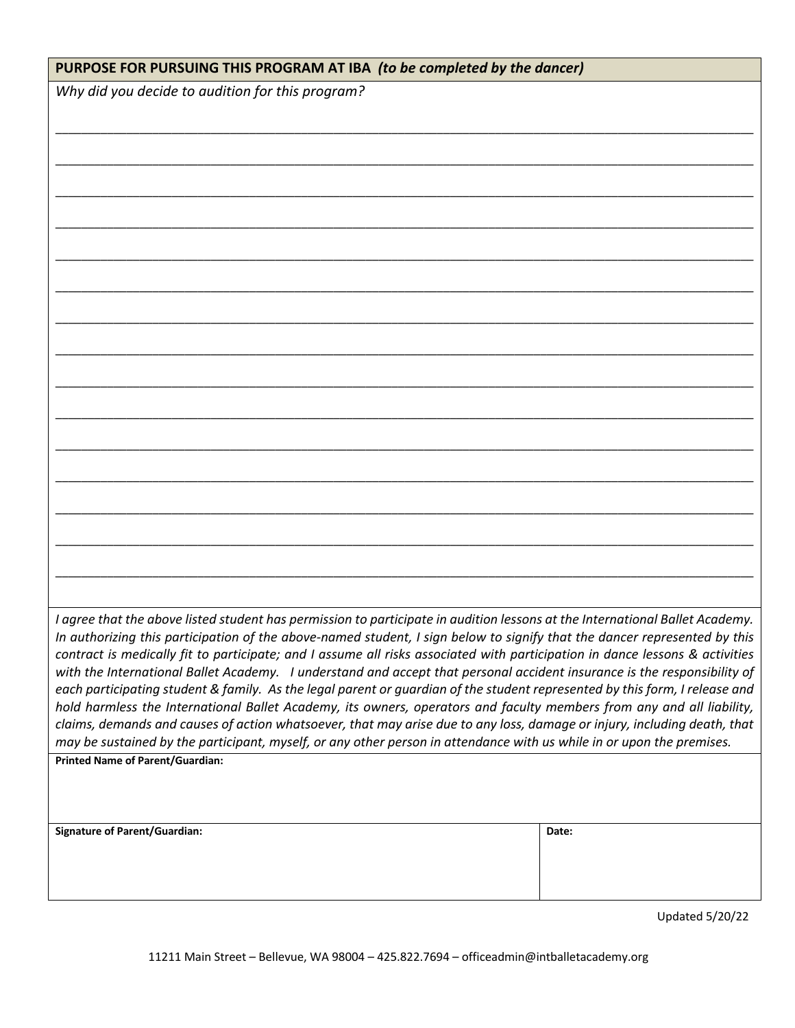**PURPOSE FOR PURSUING THIS PROGRAM AT IBA** ***(to be completed by the dancer)***

*Why did you decide to audition for this program?*

______________________________________________________________________________________

______________________________________________________________________________________

______________________________________________________________________________________

______________________________________________________________________________________

______________________________________________________________________________________

______________________________________________________________________________________

______________________________________________________________________________________

______________________________________________________________________________________

______________________________________________________________________________________

______________________________________________________________________________________

______________________________________________________________________________________

______________________________________________________________________________________

______________________________________________________________________________________

______________________________________________________________________________________

______________________________________________________________________________________

*I agree that the above listed student has permission to participate in audition lessons at the International Ballet Academy. In authorizing this participation of the above-named student, I sign below to signify that the dancer represented by this contract is medically fit to participate; and I assume all risks associated with participation in dance lessons & activities with the International Ballet Academy. I understand and accept that personal accident insurance is the responsibility of each participating student & family. As the legal parent or guardian of the student represented by this form, I release and hold harmless the International Ballet Academy, its owners, operators and faculty members from any and all liability, claims, demands and causes of action whatsoever, that may arise due to any loss, damage or injury, including death, that may be sustained by the participant, myself, or any other person in attendance with us while in or upon the premises.*

**Printed Name of Parent/Guardian:**

| **Signature of Parent/Guardian:** | **Date:** |
| --- | --- |
| | |

Updated 5/20/22

11211 Main Street – Bellevue, WA 98004 – 425.822.7694 – officeadmin@intballetacademy.org